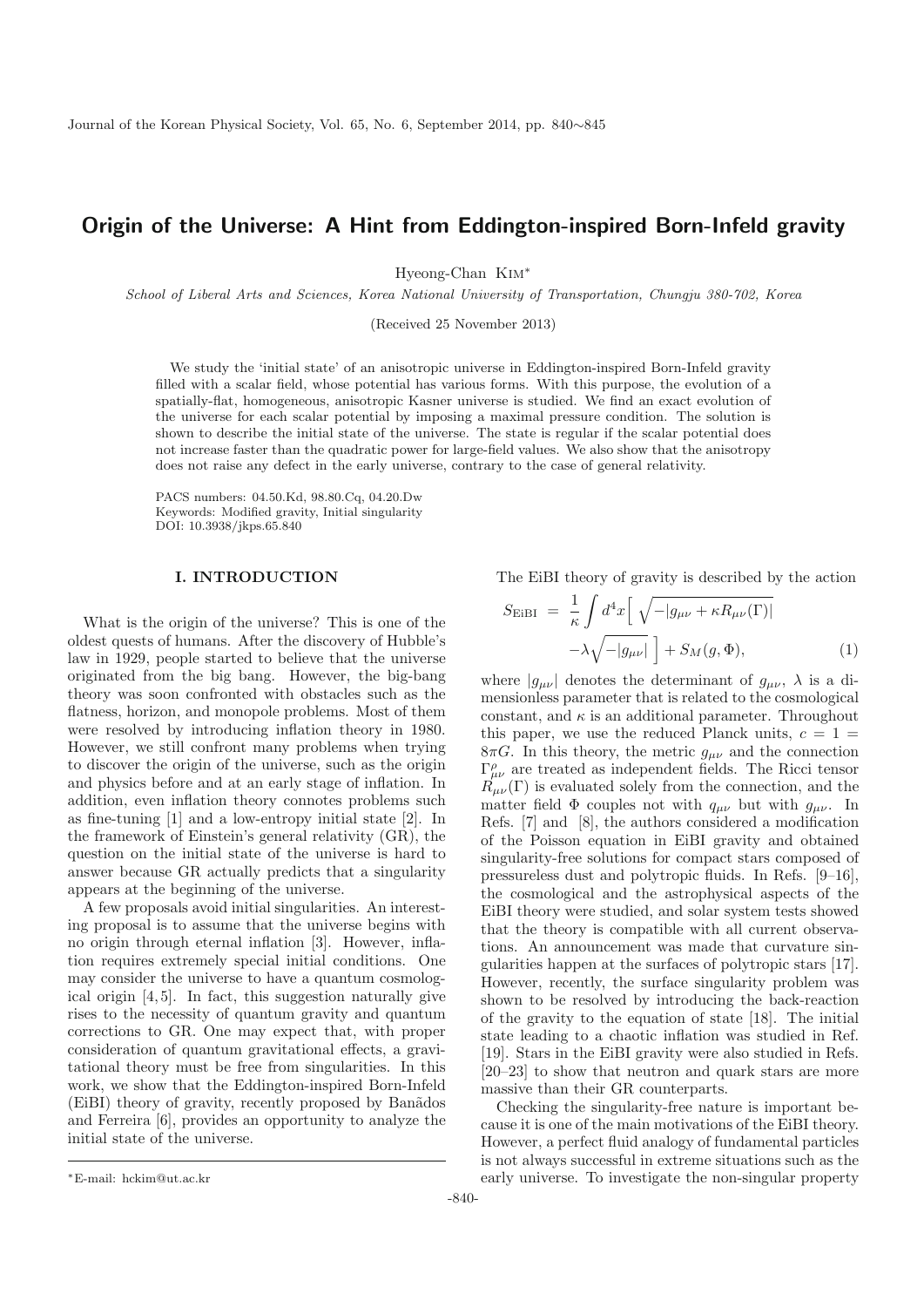# Origin of the Universe: A Hint from Eddington-inspired Born-Infeld gravity

Hyeong-Chan Kim*

*School of Liberal Arts and Sciences, Korea National University of Transportation, Chungju 380-702, Korea*

(Received 25 November 2013)

We study the 'initial state' of an anisotropic universe in Eddington-inspired Born-Infeld gravity filled with a scalar field, whose potential has various forms. With this purpose, the evolution of a spatially-flat, homogeneous, anisotropic Kasner universe is studied. We find an exact evolution of the universe for each scalar potential by imposing a maximal pressure condition. The solution is shown to describe the initial state of the universe. The state is regular if the scalar potential does not increase faster than the quadratic power for large-field values. We also show that the anisotropy does not raise any defect in the early universe, contrary to the case of general relativity.

PACS numbers: 04.50.Kd, 98.80.Cq, 04.20.Dw
Keywords: Modified gravity, Initial singularity
DOI: 10.3938/jkps.65.840

## I. INTRODUCTION

What is the origin of the universe? This is one of the oldest quests of humans. After the discovery of Hubble's law in 1929, people started to believe that the universe originated from the big bang. However, the big-bang theory was soon confronted with obstacles such as the flatness, horizon, and monopole problems. Most of them were resolved by introducing inflation theory in 1980. However, we still confront many problems when trying to discover the origin of the universe, such as the origin and physics before and at an early stage of inflation. In addition, even inflation theory connotes problems such as fine-tuning [1] and a low-entropy initial state [2]. In the framework of Einstein's general relativity (GR), the question on the initial state of the universe is hard to answer because GR actually predicts that a singularity appears at the beginning of the universe.

A few proposals avoid initial singularities. An interesting proposal is to assume that the universe begins with no origin through eternal inflation [3]. However, inflation requires extremely special initial conditions. One may consider the universe to have a quantum cosmological origin [4,5]. In fact, this suggestion naturally give rises to the necessity of quantum gravity and quantum corrections to GR. One may expect that, with proper consideration of quantum gravitational effects, a gravitational theory must be free from singularities. In this work, we show that the Eddington-inspired Born-Infeld (EiBI) theory of gravity, recently proposed by Bañados and Ferreira [6], provides an opportunity to analyze the initial state of the universe.

The EiBI theory of gravity is described by the action

$$S_{\rm EiBI} = \frac{1}{\kappa}\int d^4x\Big[\sqrt{-|g_{\mu\nu}+\kappa R_{\mu\nu}(\Gamma)|} -\lambda\sqrt{-|g_{\mu\nu}|}\,\Big] + S_M(g,\Phi), \tag{1}$$

where $|g_{\mu\nu}|$ denotes the determinant of $g_{\mu\nu}$, $\lambda$ is a dimensionless parameter that is related to the cosmological constant, and $\kappa$ is an additional parameter. Throughout this paper, we use the reduced Planck units, $c = 1 = 8\pi G$. In this theory, the metric $g_{\mu\nu}$ and the connection $\Gamma^{\rho}_{\mu\nu}$ are treated as independent fields. The Ricci tensor $R_{\mu\nu}(\Gamma)$ is evaluated solely from the connection, and the matter field $\Phi$ couples not with $q_{\mu\nu}$ but with $g_{\mu\nu}$. In Refs. [7] and [8], the authors considered a modification of the Poisson equation in EiBI gravity and obtained singularity-free solutions for compact stars composed of pressureless dust and polytropic fluids. In Refs. [9–16], the cosmological and the astrophysical aspects of the EiBI theory were studied, and solar system tests showed that the theory is compatible with all current observations. An announcement was made that curvature singularities happen at the surfaces of polytropic stars [17]. However, recently, the surface singularity problem was shown to be resolved by introducing the back-reaction of the gravity to the equation of state [18]. The initial state leading to a chaotic inflation was studied in Ref. [19]. Stars in the EiBI gravity were also studied in Refs. [20–23] to show that neutron and quark stars are more massive than their GR counterparts.

Checking the singularity-free nature is important because it is one of the main motivations of the EiBI theory. However, a perfect fluid analogy of fundamental particles is not always successful in extreme situations such as the early universe. To investigate the non-singular property

*E-mail: hckim@ut.ac.kr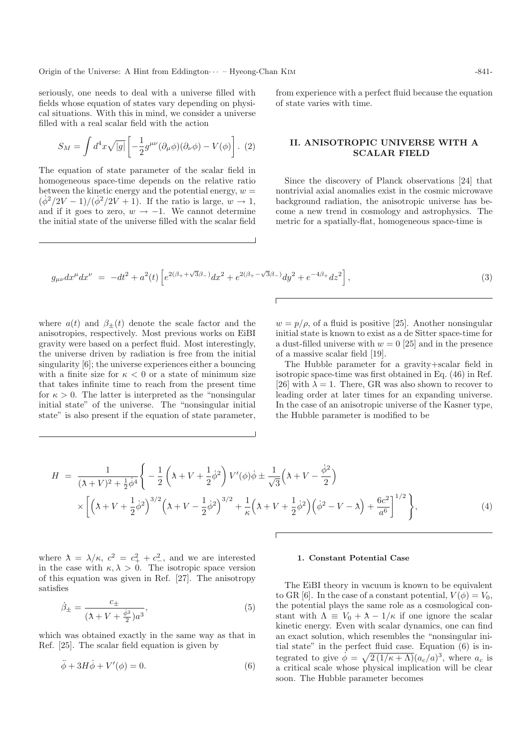seriously, one needs to deal with a universe filled with fields whose equation of states vary depending on physical situations. With this in mind, we consider a universe filled with a real scalar field with the action

$$S_M = \int d^4x\sqrt{|g|}\left[-\frac{1}{2}g^{\mu\nu}(\partial_\mu\phi)(\partial_\nu\phi) - V(\phi)\right]. \quad (2)$$

The equation of state parameter of the scalar field in homogeneous space-time depends on the relative ratio between the kinetic energy and the potential energy, $w = (\dot{\phi}^2/2V - 1)/(\dot{\phi}^2/2V + 1)$. If the ratio is large, $w \to 1$, and if it goes to zero, $w \to -1$. We cannot determine the initial state of the universe filled with the scalar field from experience with a perfect fluid because the equation of state varies with time.

## II. ANISOTROPIC UNIVERSE WITH A SCALAR FIELD

Since the discovery of Planck observations [24] that nontrivial axial anomalies exist in the cosmic microwave background radiation, the anisotropic universe has become a new trend in cosmology and astrophysics. The metric for a spatially-flat, homogeneous space-time is

$$g_{\mu\nu}dx^\mu dx^\nu = -dt^2 + a^2(t)\left[e^{2(\beta_+ + \sqrt{3}\beta_-)}dx^2 + e^{2(\beta_+ - \sqrt{3}\beta_-)}dy^2 + e^{-4\beta_+}dz^2\right], \quad (3)$$

where $a(t)$ and $\beta_\pm(t)$ denote the scale factor and the anisotropies, respectively. Most previous works on EiBI gravity were based on a perfect fluid. Most interestingly, the universe driven by radiation is free from the initial singularity [6]; the universe experiences either a bouncing with a finite size for $\kappa < 0$ or a state of minimum size that takes infinite time to reach from the present time for $\kappa > 0$. The latter is interpreted as the "nonsingular initial state" of the universe. The "nonsingular initial state" is also present if the equation of state parameter, $w = p/\rho$, of a fluid is positive [25]. Another nonsingular initial state is known to exist as a de Sitter space-time for a dust-filled universe with $w = 0$ [25] and in the presence of a massive scalar field [19].

The Hubble parameter for a gravity+scalar field in isotropic space-time was first obtained in Eq. (46) in Ref. [26] with $\lambda = 1$. There, GR was also shown to recover to leading order at later times for an expanding universe. In the case of an anisotropic universe of the Kasner type, the Hubble parameter is modified to be

$$H = \frac{1}{(\bar{\lambda} + V)^2 + \frac{1}{2}\dot{\phi}^4}\Bigg\{-\frac{1}{2}\left(\bar{\lambda} + V + \frac{1}{2}\dot{\phi}^2\right)V'(\phi)\dot{\phi} \pm \frac{1}{\sqrt{3}}\Big(\bar{\lambda} + V - \frac{\dot{\phi}^2}{2}\Big) \times\left[\Big(\bar{\lambda} + V + \frac{1}{2}\dot{\phi}^2\Big)^{3/2}\Big(\bar{\lambda} + V - \frac{1}{2}\dot{\phi}^2\Big)^{3/2} + \frac{1}{\kappa}\Big(\bar{\lambda} + V + \frac{1}{2}\dot{\phi}^2\Big)\Big(\dot{\phi}^2 - V - \bar{\lambda}\Big) + \frac{6c^2}{a^6}\right]^{1/2}\Bigg\}, \quad (4)$$

where $\bar{\lambda} = \lambda/\kappa$, $c^2 = c_+^2 + c_-^2$, and we are interested in the case with $\kappa, \lambda > 0$. The isotropic space version of this equation was given in Ref. [27]. The anisotropy satisfies

$$\dot{\beta}_\pm = \frac{c_\pm}{(\bar{\lambda} + V + \frac{\dot{\phi}^2}{2})a^3}, \quad (5)$$

which was obtained exactly in the same way as that in Ref. [25]. The scalar field equation is given by

$$\ddot{\phi} + 3H\dot{\phi} + V'(\phi) = 0. \quad (6)$$

#### 1. Constant Potential Case

The EiBI theory in vacuum is known to be equivalent to GR [6]. In the case of a constant potential, $V(\phi) = V_0$, the potential plays the same role as a cosmological constant with $\Lambda \equiv V_0 + \bar{\lambda} - 1/\kappa$ if one ignore the scalar kinetic energy. Even with scalar dynamics, one can find an exact solution, which resembles the "nonsingular initial state" in the perfect fluid case. Equation (6) is integrated to give $\dot{\phi} = \sqrt{2\,(1/\kappa + \Lambda)}(a_c/a)^3$, where $a_c$ is a critical scale whose physical implication will be clear soon. The Hubble parameter becomes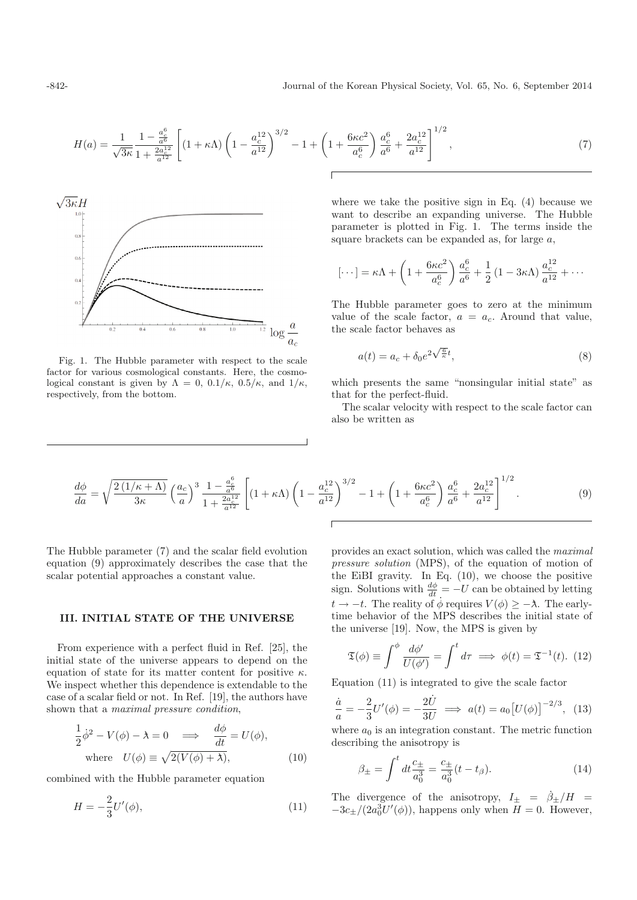$$H(a) = \frac{1}{\sqrt{3\kappa}} \frac{1 - \frac{a_c^6}{a^6}}{1 + \frac{2a_c^{12}}{a^{12}}} \left[ (1 + \kappa\Lambda) \left( 1 - \frac{a_c^{12}}{a^{12}} \right)^{3/2} - 1 + \left( 1 + \frac{6\kappa c^2}{a_c^6} \right) \frac{a_c^6}{a^6} + \frac{2a_c^{12}}{a^{12}} \right]^{1/2}, \tag{7}$$

Fig. 1. The Hubble parameter with respect to the scale factor for various cosmological constants. Here, the cosmological constant is given by $\Lambda = 0$, $0.1/\kappa$, $0.5/\kappa$, and $1/\kappa$, respectively, from the bottom.

where we take the positive sign in Eq. (4) because we want to describe an expanding universe. The Hubble parameter is plotted in Fig. 1. The terms inside the square brackets can be expanded as, for large $a$,

$$[\cdots] = \kappa\Lambda + \left( 1 + \frac{6\kappa c^2}{a_c^6} \right) \frac{a_c^6}{a^6} + \frac{1}{2} (1 - 3\kappa\Lambda) \frac{a_c^{12}}{a^{12}} + \cdots$$

The Hubble parameter goes to zero at the minimum value of the scale factor, $a = a_c$. Around that value, the scale factor behaves as

$$a(t) = a_c + \delta_0 e^{2\sqrt{\frac{8}{\kappa}}t}, \tag{8}$$

which presents the same "nonsingular initial state" as that for the perfect-fluid.

The scalar velocity with respect to the scale factor can also be written as

$$\frac{d\phi}{da} = \sqrt{\frac{2\,(1/\kappa + \Lambda)}{3\kappa}} \left( \frac{a_c}{a} \right)^3 \frac{1 - \frac{a_c^6}{a^6}}{1 + \frac{2a_c^{12}}{a^{12}}} \left[ (1 + \kappa\Lambda) \left( 1 - \frac{a_c^{12}}{a^{12}} \right)^{3/2} - 1 + \left( 1 + \frac{6\kappa c^2}{a_c^6} \right) \frac{a_c^6}{a^6} + \frac{2a_c^{12}}{a^{12}} \right]^{1/2}. \tag{9}$$

The Hubble parameter (7) and the scalar field evolution equation (9) approximately describes the case that the scalar potential approaches a constant value.

## III. INITIAL STATE OF THE UNIVERSE

From experience with a perfect fluid in Ref. [25], the initial state of the universe appears to depend on the equation of state for its matter content for positive $\kappa$. We inspect whether this dependence is extendable to the case of a scalar field or not. In Ref. [19], the authors have shown that a *maximal pressure condition*,

$$\frac{1}{2}\dot{\phi}^2 - V(\phi) - \lambda = 0 \implies \frac{d\phi}{dt} = U(\phi), \quad \text{where} \quad U(\phi) \equiv \sqrt{2(V(\phi) + \lambda)}, \tag{10}$$

combined with the Hubble parameter equation

$$H = -\frac{2}{3} U'(\phi), \tag{11}$$

provides an exact solution, which was called the *maximal pressure solution* (MPS), of the equation of motion of the EiBI gravity. In Eq. (10), we choose the positive sign. Solutions with $\frac{d\phi}{dt} = -U$ can be obtained by letting $t \to -t$. The reality of $\dot{\phi}$ requires $V(\phi) \geq -\lambda$. The early-time behavior of the MPS describes the initial state of the universe [19]. Now, the MPS is given by

$$\mathfrak{T}(\phi) \equiv \int^{\phi} \frac{d\phi'}{U(\phi')} = \int^{t} d\tau \implies \phi(t) = \mathfrak{T}^{-1}(t). \tag{12}$$

Equation (11) is integrated to give the scale factor

$$\frac{\dot{a}}{a} = -\frac{2}{3} U'(\phi) = -\frac{2\dot{U}}{3U} \implies a(t) = a_0 \big[U(\phi)\big]^{-2/3}, \tag{13}$$

where $a_0$ is an integration constant. The metric function describing the anisotropy is

$$\beta_{\pm} = \int^{t} dt \frac{c_{\pm}}{a_0^3} = \frac{c_{\pm}}{a_0^3}(t - t_{\beta}). \tag{14}$$

The divergence of the anisotropy, $I_{\pm} = \dot{\beta}_{\pm}/H = -3c_{\pm}/(2a_0^3 U'(\phi))$, happens only when $H = 0$. However,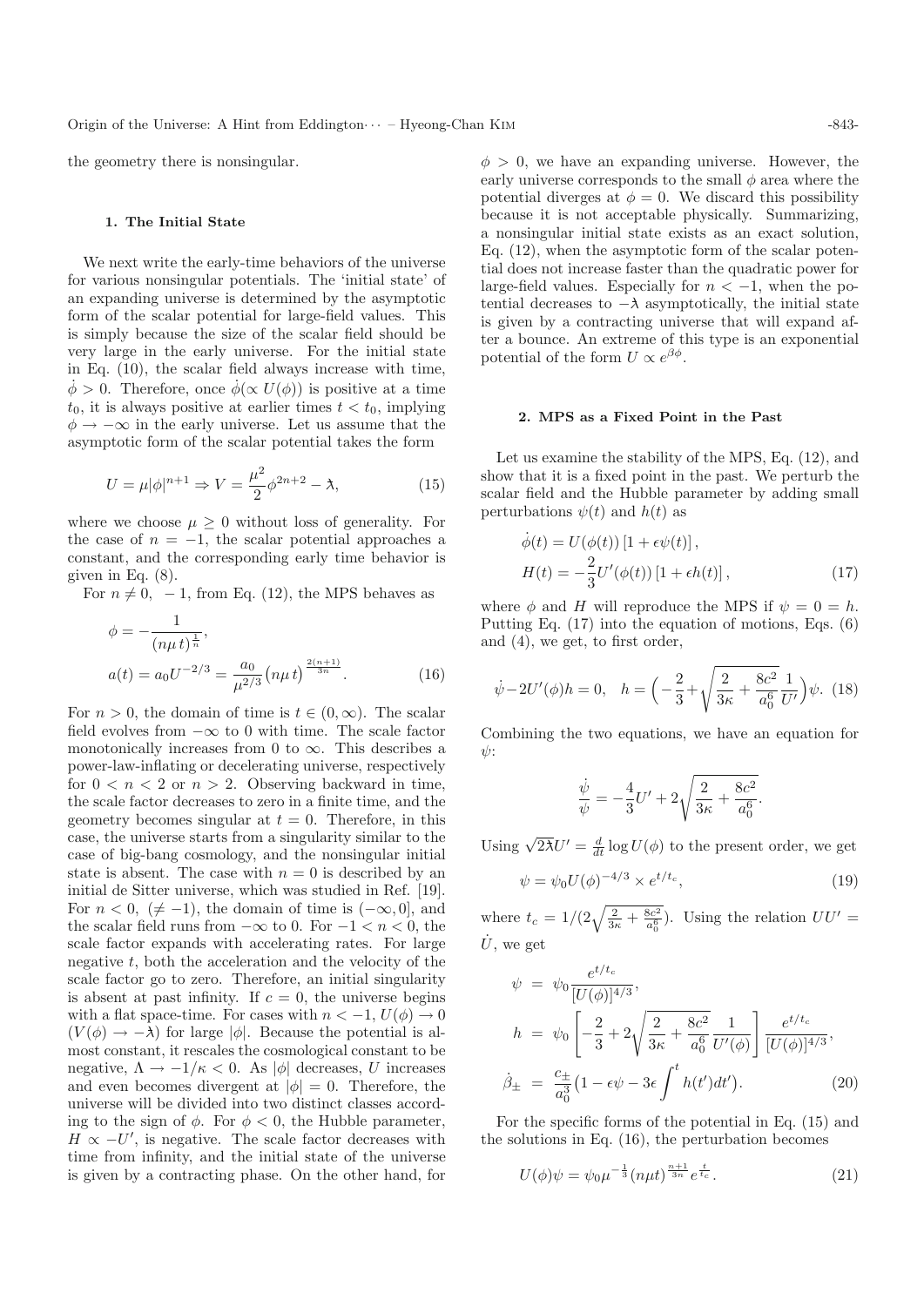the geometry there is nonsingular.

### 1. The Initial State

We next write the early-time behaviors of the universe for various nonsingular potentials. The 'initial state' of an expanding universe is determined by the asymptotic form of the scalar potential for large-field values. This is simply because the size of the scalar field should be very large in the early universe. For the initial state in Eq. (10), the scalar field always increase with time, $\dot{\phi} > 0$. Therefore, once $\dot{\phi}(\propto U(\phi))$ is positive at a time $t_0$, it is always positive at earlier times $t < t_0$, implying $\phi \to -\infty$ in the early universe. Let us assume that the asymptotic form of the scalar potential takes the form

$$U = \mu|\phi|^{n+1} \Rightarrow V = \frac{\mu^2}{2}\phi^{2n+2} - \lambda\!\!\!{}^-, \tag{15}$$

where we choose $\mu \geq 0$ without loss of generality. For the case of $n = -1$, the scalar potential approaches a constant, and the corresponding early time behavior is given in Eq. (8).

For $n \neq 0, \ -1$, from Eq. (12), the MPS behaves as

$$\phi = -\frac{1}{(n\mu\, t)^{\frac{1}{n}}},$$
$$a(t) = a_0 U^{-2/3} = \frac{a_0}{\mu^{2/3}}\big(n\mu\, t\big)^{\frac{2(n+1)}{3n}}. \tag{16}$$

For $n > 0$, the domain of time is $t \in (0, \infty)$. The scalar field evolves from $-\infty$ to 0 with time. The scale factor monotonically increases from 0 to $\infty$. This describes a power-law-inflating or decelerating universe, respectively for $0 < n < 2$ or $n > 2$. Observing backward in time, the scale factor decreases to zero in a finite time, and the geometry becomes singular at $t = 0$. Therefore, in this case, the universe starts from a singularity similar to the case of big-bang cosmology, and the nonsingular initial state is absent. The case with $n = 0$ is described by an initial de Sitter universe, which was studied in Ref. [19]. For $n < 0$, $(\neq -1)$, the domain of time is $(-\infty, 0]$, and the scalar field runs from $-\infty$ to 0. For $-1 < n < 0$, the scale factor expands with accelerating rates. For large negative $t$, both the acceleration and the velocity of the scale factor go to zero. Therefore, an initial singularity is absent at past infinity. If $c = 0$, the universe begins with a flat space-time. For cases with $n < -1$, $U(\phi) \to 0$ $(V(\phi) \to -\lambda\!\!\!{}^-)$ for large $|\phi|$. Because the potential is almost constant, it rescales the cosmological constant to be negative, $\Lambda \to -1/\kappa < 0$. As $|\phi|$ decreases, $U$ increases and even becomes divergent at $|\phi| = 0$. Therefore, the universe will be divided into two distinct classes according to the sign of $\phi$. For $\phi < 0$, the Hubble parameter, $H \propto -U'$, is negative. The scale factor decreases with time from infinity, and the initial state of the universe is given by a contracting phase. On the other hand, for $\phi > 0$, we have an expanding universe. However, the early universe corresponds to the small $\phi$ area where the potential diverges at $\phi = 0$. We discard this possibility because it is not acceptable physically. Summarizing, a nonsingular initial state exists as an exact solution, Eq. (12), when the asymptotic form of the scalar potential does not increase faster than the quadratic power for large-field values. Especially for $n < -1$, when the potential decreases to $-\lambda\!\!\!{}^-$ asymptotically, the initial state is given by a contracting universe that will expand after a bounce. An extreme of this type is an exponential potential of the form $U \propto e^{\beta\phi}$.

### 2. MPS as a Fixed Point in the Past

Let us examine the stability of the MPS, Eq. (12), and show that it is a fixed point in the past. We perturb the scalar field and the Hubble parameter by adding small perturbations $\psi(t)$ and $h(t)$ as

$$\dot{\phi}(t) = U(\phi(t))\left[1 + \epsilon\psi(t)\right],$$
$$H(t) = -\frac{2}{3}U'(\phi(t))\left[1 + \epsilon h(t)\right], \tag{17}$$

where $\phi$ and $H$ will reproduce the MPS if $\psi = 0 = h$. Putting Eq. (17) into the equation of motions, Eqs. (6) and (4), we get, to first order,

$$\dot{\psi} - 2U'(\phi)h = 0, \quad h = \Big(-\frac{2}{3} + \sqrt{\frac{2}{3\kappa} + \frac{8c^2}{a_0^6}}\frac{1}{U'}\Big)\psi. \tag{18}$$

Combining the two equations, we have an equation for $\psi$:

$$\frac{\dot{\psi}}{\psi} = -\frac{4}{3}U' + 2\sqrt{\frac{2}{3\kappa} + \frac{8c^2}{a_0^6}}.$$

Using $\sqrt{2\lambda\!\!\!{}^-}U' = \frac{d}{dt}\log U(\phi)$ to the present order, we get

$$\psi = \psi_0 U(\phi)^{-4/3} \times e^{t/t_c}, \tag{19}$$

where $t_c = 1/(2\sqrt{\frac{2}{3\kappa} + \frac{8c^2}{a_0^6}})$. Using the relation $UU' = \dot{U}$, we get

$$\begin{aligned}
\psi &= \psi_0 \frac{e^{t/t_c}}{[U(\phi)]^{4/3}}, \\
h &= \psi_0 \left[-\frac{2}{3} + 2\sqrt{\frac{2}{3\kappa} + \frac{8c^2}{a_0^6}}\frac{1}{U'(\phi)}\right]\frac{e^{t/t_c}}{[U(\phi)]^{4/3}}, \\
\dot{\beta}_\pm &= \frac{c_\pm}{a_0^3}\big(1 - \epsilon\psi - 3\epsilon\int^t h(t')dt'\big).
\end{aligned} \tag{20}$$

For the specific forms of the potential in Eq. (15) and the solutions in Eq. (16), the perturbation becomes

$$U(\phi)\psi = \psi_0 \mu^{-\frac{1}{3}}(n\mu t)^{\frac{n+1}{3n}} e^{\frac{t}{t_c}}. \tag{21}$$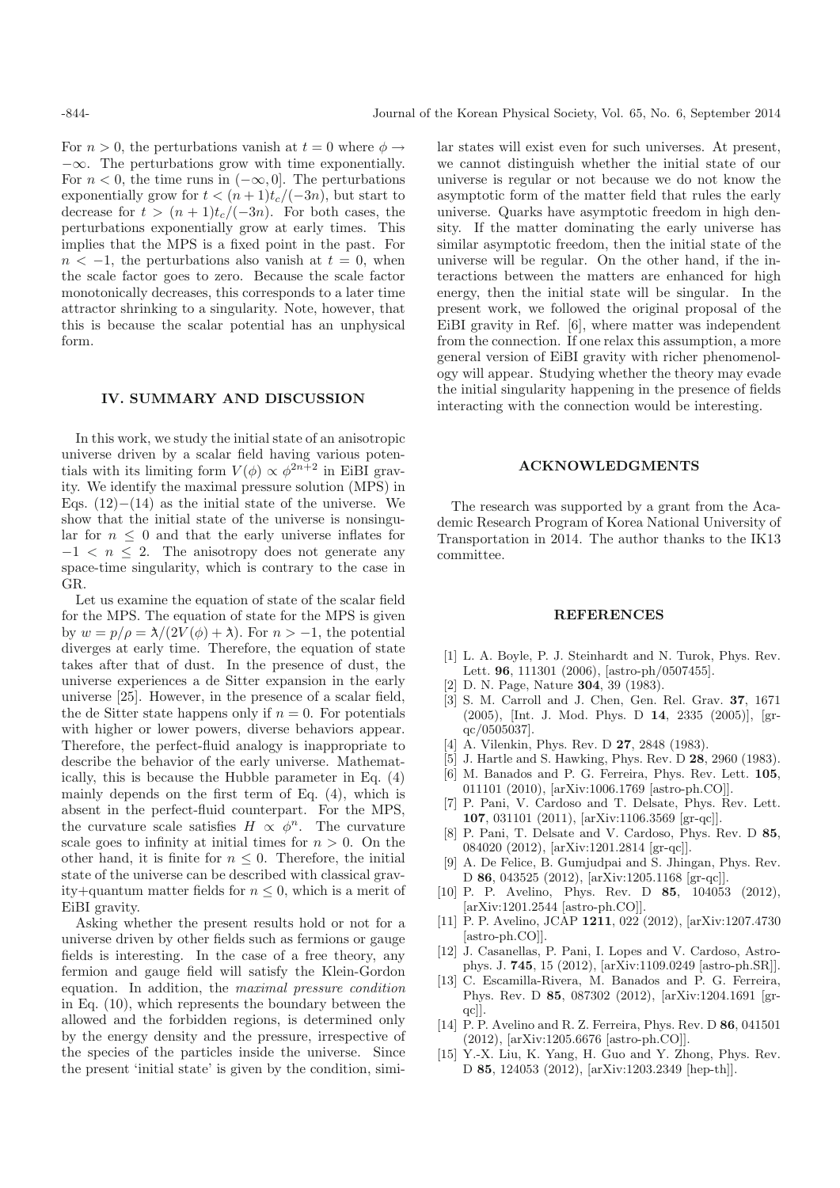For $n > 0$, the perturbations vanish at $t = 0$ where $\phi \to -\infty$. The perturbations grow with time exponentially. For $n < 0$, the time runs in $(-\infty, 0]$. The perturbations exponentially grow for $t < (n+1)t_c/(-3n)$, but start to decrease for $t > (n+1)t_c/(-3n)$. For both cases, the perturbations exponentially grow at early times. This implies that the MPS is a fixed point in the past. For $n < -1$, the perturbations also vanish at $t = 0$, when the scale factor goes to zero. Because the scale factor monotonically decreases, this corresponds to a later time attractor shrinking to a singularity. Note, however, that this is because the scalar potential has an unphysical form.

## IV. SUMMARY AND DISCUSSION

In this work, we study the initial state of an anisotropic universe driven by a scalar field having various potentials with its limiting form $V(\phi) \propto \phi^{2n+2}$ in EiBI gravity. We identify the maximal pressure solution (MPS) in Eqs. (12)−(14) as the initial state of the universe. We show that the initial state of the universe is nonsingular for $n \leq 0$ and that the early universe inflates for $-1 < n \leq 2$. The anisotropy does not generate any space-time singularity, which is contrary to the case in GR.

Let us examine the equation of state of the scalar field for the MPS. The equation of state for the MPS is given by $w = p/\rho = \bar{\lambda}/(2V(\phi) + \bar{\lambda})$. For $n > -1$, the potential diverges at early time. Therefore, the equation of state takes after that of dust. In the presence of dust, the universe experiences a de Sitter expansion in the early universe [25]. However, in the presence of a scalar field, the de Sitter state happens only if $n = 0$. For potentials with higher or lower powers, diverse behaviors appear. Therefore, the perfect-fluid analogy is inappropriate to describe the behavior of the early universe. Mathematically, this is because the Hubble parameter in Eq. (4) mainly depends on the first term of Eq. (4), which is absent in the perfect-fluid counterpart. For the MPS, the curvature scale satisfies $H \propto \phi^n$. The curvature scale goes to infinity at initial times for $n > 0$. On the other hand, it is finite for $n \leq 0$. Therefore, the initial state of the universe can be described with classical gravity+quantum matter fields for $n \leq 0$, which is a merit of EiBI gravity.

Asking whether the present results hold or not for a universe driven by other fields such as fermions or gauge fields is interesting. In the case of a free theory, any fermion and gauge field will satisfy the Klein-Gordon equation. In addition, the *maximal pressure condition* in Eq. (10), which represents the boundary between the allowed and the forbidden regions, is determined only by the energy density and the pressure, irrespective of the species of the particles inside the universe. Since the present 'initial state' is given by the condition, similar states will exist even for such universes. At present, we cannot distinguish whether the initial state of our universe is regular or not because we do not know the asymptotic form of the matter field that rules the early universe. Quarks have asymptotic freedom in high density. If the matter dominating the early universe has similar asymptotic freedom, then the initial state of the universe will be regular. On the other hand, if the interactions between the matters are enhanced for high energy, then the initial state will be singular. In the present work, we followed the original proposal of the EiBI gravity in Ref. [6], where matter was independent from the connection. If one relax this assumption, a more general version of EiBI gravity with richer phenomenology will appear. Studying whether the theory may evade the initial singularity happening in the presence of fields interacting with the connection would be interesting.

## ACKNOWLEDGMENTS

The research was supported by a grant from the Academic Research Program of Korea National University of Transportation in 2014. The author thanks to the IK13 committee.

## REFERENCES

[1] L. A. Boyle, P. J. Steinhardt and N. Turok, Phys. Rev. Lett. **96**, 111301 (2006), [astro-ph/0507455].

[2] D. N. Page, Nature **304**, 39 (1983).

[3] S. M. Carroll and J. Chen, Gen. Rel. Grav. **37**, 1671 (2005), [Int. J. Mod. Phys. D **14**, 2335 (2005)], [gr-qc/0505037].

[4] A. Vilenkin, Phys. Rev. D **27**, 2848 (1983).

[5] J. Hartle and S. Hawking, Phys. Rev. D **28**, 2960 (1983).

[6] M. Banados and P. G. Ferreira, Phys. Rev. Lett. **105**, 011101 (2010), [arXiv:1006.1769 [astro-ph.CO]].

[7] P. Pani, V. Cardoso and T. Delsate, Phys. Rev. Lett. **107**, 031101 (2011), [arXiv:1106.3569 [gr-qc]].

[8] P. Pani, T. Delsate and V. Cardoso, Phys. Rev. D **85**, 084020 (2012), [arXiv:1201.2814 [gr-qc]].

[9] A. De Felice, B. Gumjudpai and S. Jhingan, Phys. Rev. D **86**, 043525 (2012), [arXiv:1205.1168 [gr-qc]].

[10] P. P. Avelino, Phys. Rev. D **85**, 104053 (2012), [arXiv:1201.2544 [astro-ph.CO]].

[11] P. P. Avelino, JCAP **1211**, 022 (2012), [arXiv:1207.4730 [astro-ph.CO]].

[12] J. Casanellas, P. Pani, I. Lopes and V. Cardoso, Astrophys. J. **745**, 15 (2012), [arXiv:1109.0249 [astro-ph.SR]].

[13] C. Escamilla-Rivera, M. Banados and P. G. Ferreira, Phys. Rev. D **85**, 087302 (2012), [arXiv:1204.1691 [gr-qc]].

[14] P. P. Avelino and R. Z. Ferreira, Phys. Rev. D **86**, 041501 (2012), [arXiv:1205.6676 [astro-ph.CO]].

[15] Y.-X. Liu, K. Yang, H. Guo and Y. Zhong, Phys. Rev. D **85**, 124053 (2012), [arXiv:1203.2349 [hep-th]].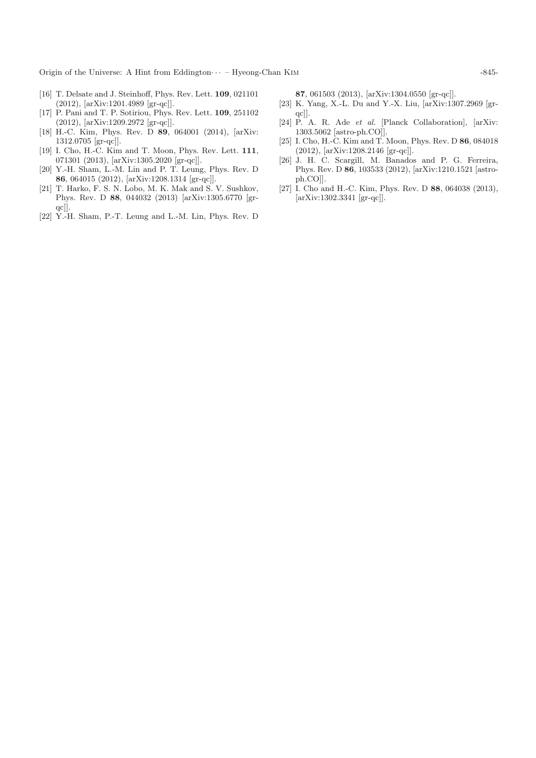[16] T. Delsate and J. Steinhoff, Phys. Rev. Lett. **109**, 021101 (2012), [arXiv:1201.4989 [gr-qc]].

[17] P. Pani and T. P. Sotiriou, Phys. Rev. Lett. **109**, 251102 (2012), [arXiv:1209.2972 [gr-qc]].

[18] H.-C. Kim, Phys. Rev. D **89**, 064001 (2014), [arXiv: 1312.0705 [gr-qc]].

[19] I. Cho, H.-C. Kim and T. Moon, Phys. Rev. Lett. **111**, 071301 (2013), [arXiv:1305.2020 [gr-qc]].

[20] Y.-H. Sham, L.-M. Lin and P. T. Leung, Phys. Rev. D **86**, 064015 (2012), [arXiv:1208.1314 [gr-qc]].

[21] T. Harko, F. S. N. Lobo, M. K. Mak and S. V. Sushkov, Phys. Rev. D **88**, 044032 (2013) [arXiv:1305.6770 [gr-qc]].

[22] Y.-H. Sham, P.-T. Leung and L.-M. Lin, Phys. Rev. D **87**, 061503 (2013), [arXiv:1304.0550 [gr-qc]].

[23] K. Yang, X.-L. Du and Y.-X. Liu, [arXiv:1307.2969 [gr-qc]].

[24] P. A. R. Ade *et al.* [Planck Collaboration], [arXiv: 1303.5062 [astro-ph.CO]].

[25] I. Cho, H.-C. Kim and T. Moon, Phys. Rev. D **86**, 084018 (2012), [arXiv:1208.2146 [gr-qc]].

[26] J. H. C. Scargill, M. Banados and P. G. Ferreira, Phys. Rev. D **86**, 103533 (2012), [arXiv:1210.1521 [astro-ph.CO]].

[27] I. Cho and H.-C. Kim, Phys. Rev. D **88**, 064038 (2013), [arXiv:1302.3341 [gr-qc]].